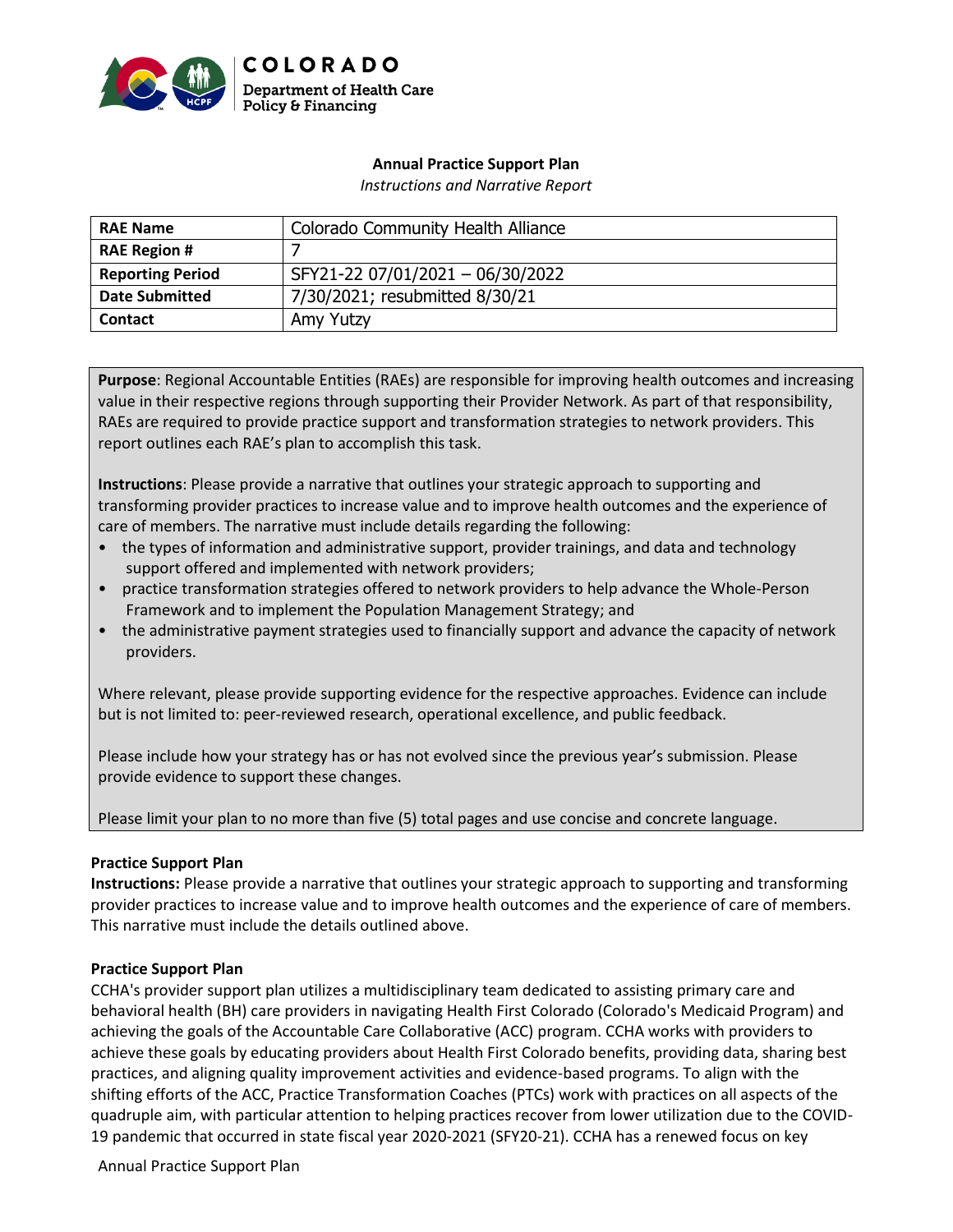**Annual Practice Support Plan**

*Instructions and Narrative Report*

| **RAE Name** | Colorado Community Health Alliance |
|---|---|
| **RAE Region #** | 7 |
| **Reporting Period** | SFY21-22 07/01/2021 – 06/30/2022 |
| **Date Submitted** | 7/30/2021; resubmitted 8/30/21 |
| **Contact** | Amy Yutzy |

**Purpose**: Regional Accountable Entities (RAEs) are responsible for improving health outcomes and increasing value in their respective regions through supporting their Provider Network. As part of that responsibility, RAEs are required to provide practice support and transformation strategies to network providers. This report outlines each RAE's plan to accomplish this task.

**Instructions**: Please provide a narrative that outlines your strategic approach to supporting and transforming provider practices to increase value and to improve health outcomes and the experience of care of members. The narrative must include details regarding the following:

- the types of information and administrative support, provider trainings, and data and technology support offered and implemented with network providers;
- practice transformation strategies offered to network providers to help advance the Whole-Person Framework and to implement the Population Management Strategy; and
- the administrative payment strategies used to financially support and advance the capacity of network providers.

Where relevant, please provide supporting evidence for the respective approaches. Evidence can include but is not limited to: peer-reviewed research, operational excellence, and public feedback.

Please include how your strategy has or has not evolved since the previous year's submission. Please provide evidence to support these changes.

Please limit your plan to no more than five (5) total pages and use concise and concrete language.

**Practice Support Plan**

**Instructions:** Please provide a narrative that outlines your strategic approach to supporting and transforming provider practices to increase value and to improve health outcomes and the experience of care of members. This narrative must include the details outlined above.

**Practice Support Plan**

CCHA's provider support plan utilizes a multidisciplinary team dedicated to assisting primary care and behavioral health (BH) care providers in navigating Health First Colorado (Colorado's Medicaid Program) and achieving the goals of the Accountable Care Collaborative (ACC) program. CCHA works with providers to achieve these goals by educating providers about Health First Colorado benefits, providing data, sharing best practices, and aligning quality improvement activities and evidence-based programs. To align with the shifting efforts of the ACC, Practice Transformation Coaches (PTCs) work with practices on all aspects of the quadruple aim, with particular attention to helping practices recover from lower utilization due to the COVID-19 pandemic that occurred in state fiscal year 2020-2021 (SFY20-21). CCHA has a renewed focus on key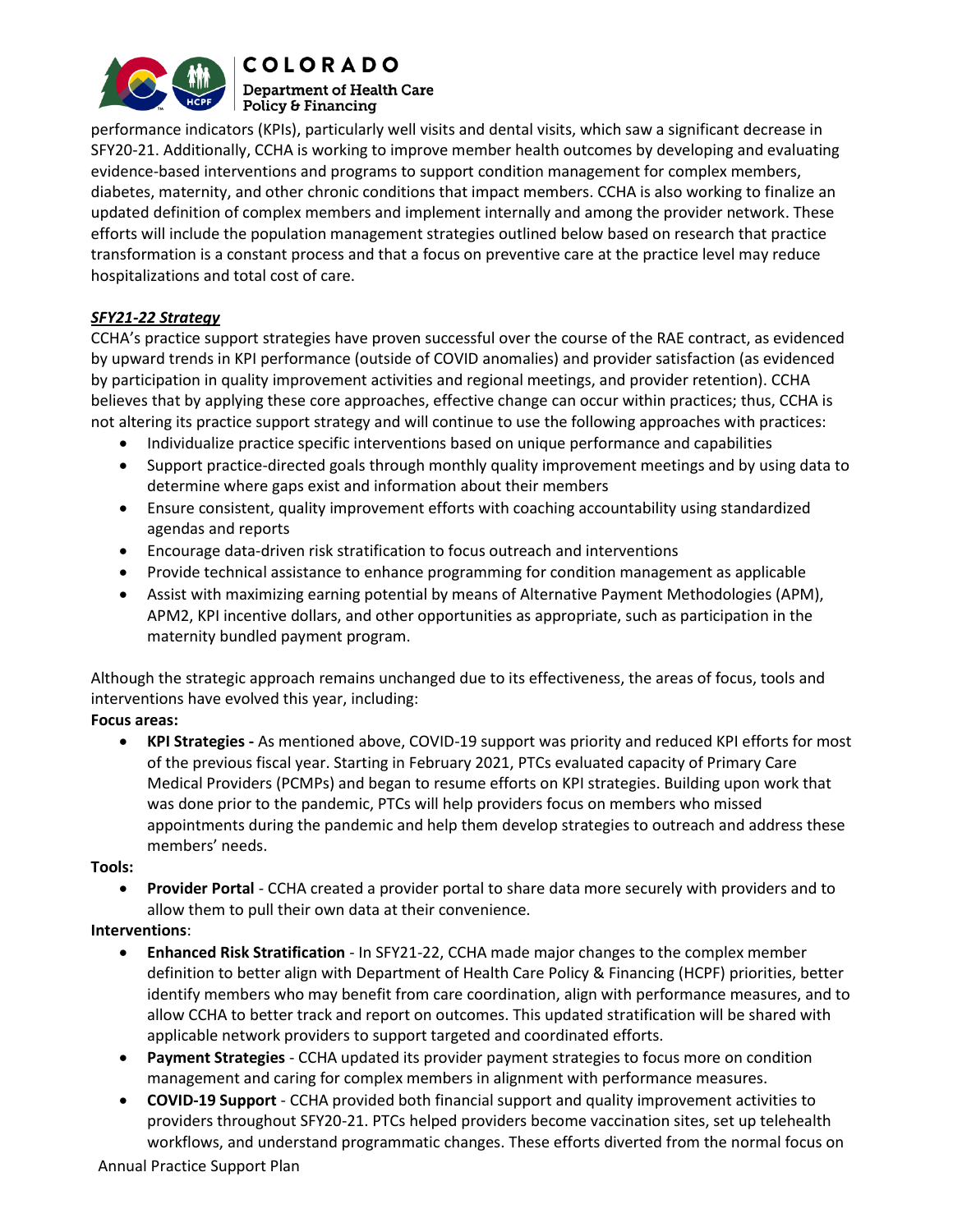performance indicators (KPIs), particularly well visits and dental visits, which saw a significant decrease in SFY20-21. Additionally, CCHA is working to improve member health outcomes by developing and evaluating evidence-based interventions and programs to support condition management for complex members, diabetes, maternity, and other chronic conditions that impact members. CCHA is also working to finalize an updated definition of complex members and implement internally and among the provider network. These efforts will include the population management strategies outlined below based on research that practice transformation is a constant process and that a focus on preventive care at the practice level may reduce hospitalizations and total cost of care.

***SFY21-22 Strategy***

CCHA's practice support strategies have proven successful over the course of the RAE contract, as evidenced by upward trends in KPI performance (outside of COVID anomalies) and provider satisfaction (as evidenced by participation in quality improvement activities and regional meetings, and provider retention). CCHA believes that by applying these core approaches, effective change can occur within practices; thus, CCHA is not altering its practice support strategy and will continue to use the following approaches with practices:

- Individualize practice specific interventions based on unique performance and capabilities
- Support practice-directed goals through monthly quality improvement meetings and by using data to determine where gaps exist and information about their members
- Ensure consistent, quality improvement efforts with coaching accountability using standardized agendas and reports
- Encourage data-driven risk stratification to focus outreach and interventions
- Provide technical assistance to enhance programming for condition management as applicable
- Assist with maximizing earning potential by means of Alternative Payment Methodologies (APM), APM2, KPI incentive dollars, and other opportunities as appropriate, such as participation in the maternity bundled payment program.

Although the strategic approach remains unchanged due to its effectiveness, the areas of focus, tools and interventions have evolved this year, including:

**Focus areas:**

- **KPI Strategies -** As mentioned above, COVID-19 support was priority and reduced KPI efforts for most of the previous fiscal year. Starting in February 2021, PTCs evaluated capacity of Primary Care Medical Providers (PCMPs) and began to resume efforts on KPI strategies. Building upon work that was done prior to the pandemic, PTCs will help providers focus on members who missed appointments during the pandemic and help them develop strategies to outreach and address these members' needs.

**Tools:**

- **Provider Portal** - CCHA created a provider portal to share data more securely with providers and to allow them to pull their own data at their convenience.

**Interventions**:

- **Enhanced Risk Stratification** - In SFY21-22, CCHA made major changes to the complex member definition to better align with Department of Health Care Policy & Financing (HCPF) priorities, better identify members who may benefit from care coordination, align with performance measures, and to allow CCHA to better track and report on outcomes. This updated stratification will be shared with applicable network providers to support targeted and coordinated efforts.
- **Payment Strategies** - CCHA updated its provider payment strategies to focus more on condition management and caring for complex members in alignment with performance measures.
- **COVID-19 Support** - CCHA provided both financial support and quality improvement activities to providers throughout SFY20-21. PTCs helped providers become vaccination sites, set up telehealth workflows, and understand programmatic changes. These efforts diverted from the normal focus on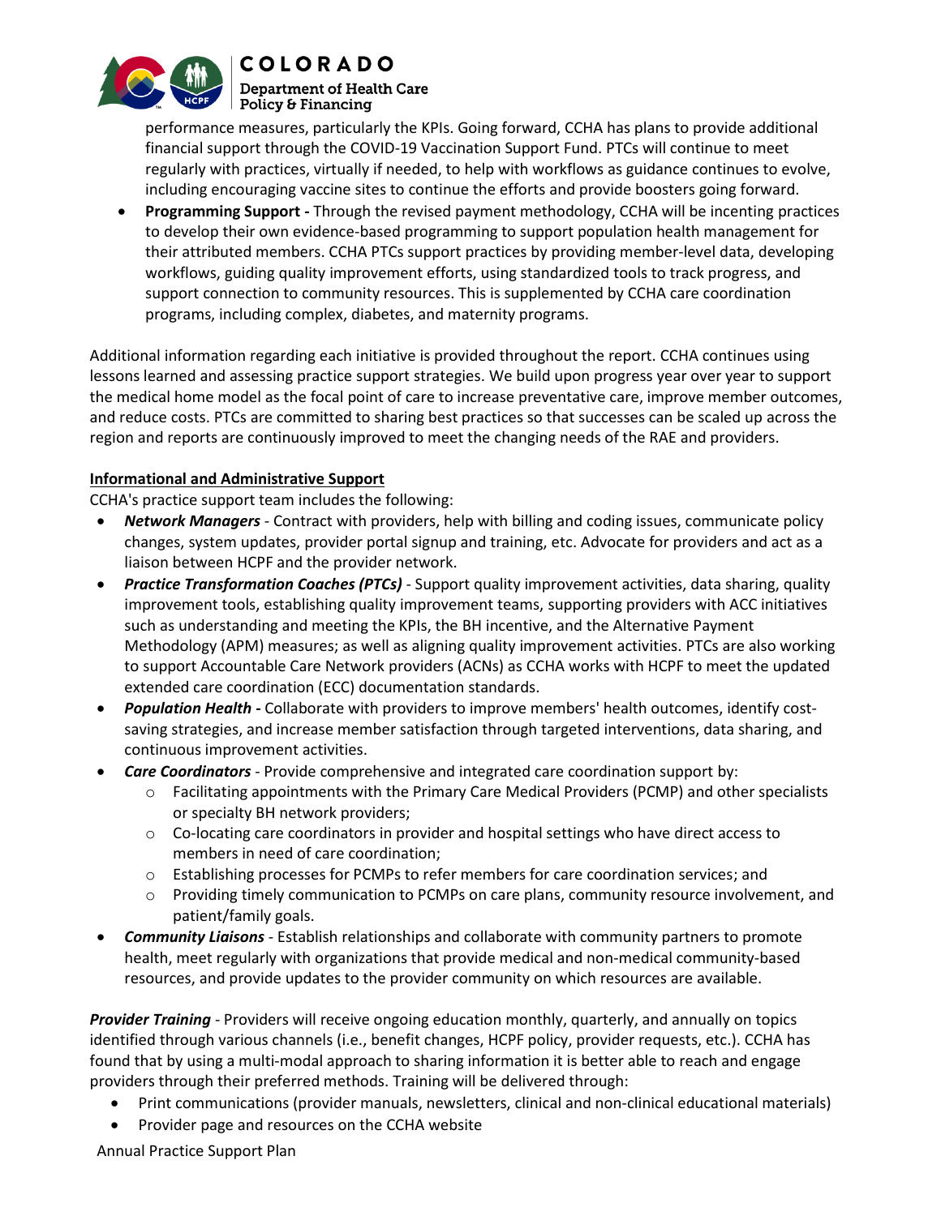performance measures, particularly the KPIs. Going forward, CCHA has plans to provide additional financial support through the COVID-19 Vaccination Support Fund. PTCs will continue to meet regularly with practices, virtually if needed, to help with workflows as guidance continues to evolve, including encouraging vaccine sites to continue the efforts and provide boosters going forward.

- **Programming Support -** Through the revised payment methodology, CCHA will be incenting practices to develop their own evidence-based programming to support population health management for their attributed members. CCHA PTCs support practices by providing member-level data, developing workflows, guiding quality improvement efforts, using standardized tools to track progress, and support connection to community resources. This is supplemented by CCHA care coordination programs, including complex, diabetes, and maternity programs.

Additional information regarding each initiative is provided throughout the report. CCHA continues using lessons learned and assessing practice support strategies. We build upon progress year over year to support the medical home model as the focal point of care to increase preventative care, improve member outcomes, and reduce costs. PTCs are committed to sharing best practices so that successes can be scaled up across the region and reports are continuously improved to meet the changing needs of the RAE and providers.

**Informational and Administrative Support**

CCHA's practice support team includes the following:

- ***Network Managers*** - Contract with providers, help with billing and coding issues, communicate policy changes, system updates, provider portal signup and training, etc. Advocate for providers and act as a liaison between HCPF and the provider network.
- ***Practice Transformation Coaches (PTCs)*** - Support quality improvement activities, data sharing, quality improvement tools, establishing quality improvement teams, supporting providers with ACC initiatives such as understanding and meeting the KPIs, the BH incentive, and the Alternative Payment Methodology (APM) measures; as well as aligning quality improvement activities. PTCs are also working to support Accountable Care Network providers (ACNs) as CCHA works with HCPF to meet the updated extended care coordination (ECC) documentation standards.
- ***Population Health -*** Collaborate with providers to improve members' health outcomes, identify cost-saving strategies, and increase member satisfaction through targeted interventions, data sharing, and continuous improvement activities.
- ***Care Coordinators*** - Provide comprehensive and integrated care coordination support by:
  - Facilitating appointments with the Primary Care Medical Providers (PCMP) and other specialists or specialty BH network providers;
  - Co-locating care coordinators in provider and hospital settings who have direct access to members in need of care coordination;
  - Establishing processes for PCMPs to refer members for care coordination services; and
  - Providing timely communication to PCMPs on care plans, community resource involvement, and patient/family goals.
- ***Community Liaisons*** - Establish relationships and collaborate with community partners to promote health, meet regularly with organizations that provide medical and non-medical community-based resources, and provide updates to the provider community on which resources are available.

***Provider Training*** - Providers will receive ongoing education monthly, quarterly, and annually on topics identified through various channels (i.e., benefit changes, HCPF policy, provider requests, etc.). CCHA has found that by using a multi-modal approach to sharing information it is better able to reach and engage providers through their preferred methods. Training will be delivered through:

- Print communications (provider manuals, newsletters, clinical and non-clinical educational materials)
- Provider page and resources on the CCHA website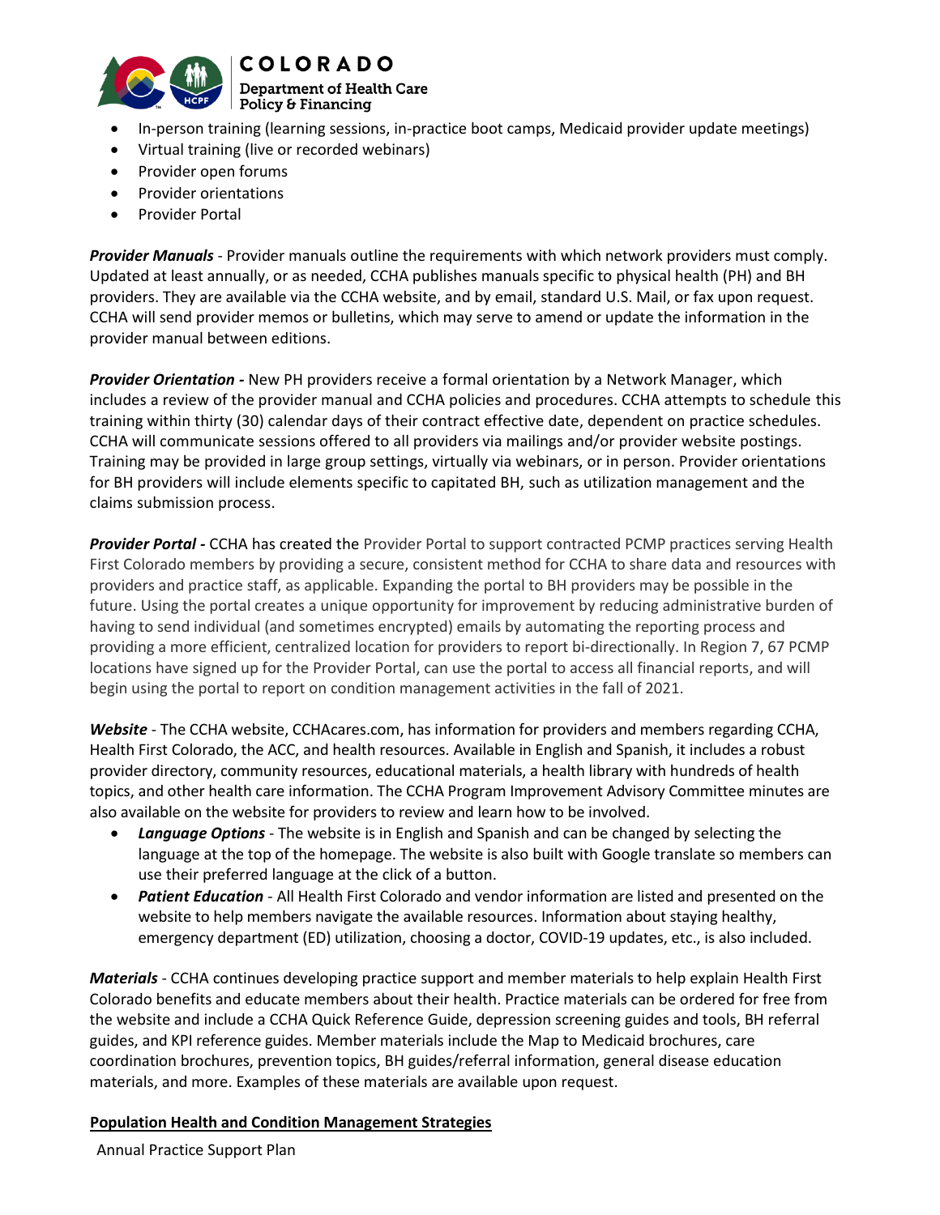- In-person training (learning sessions, in-practice boot camps, Medicaid provider update meetings)
- Virtual training (live or recorded webinars)
- Provider open forums
- Provider orientations
- Provider Portal

***Provider Manuals*** - Provider manuals outline the requirements with which network providers must comply. Updated at least annually, or as needed, CCHA publishes manuals specific to physical health (PH) and BH providers. They are available via the CCHA website, and by email, standard U.S. Mail, or fax upon request. CCHA will send provider memos or bulletins, which may serve to amend or update the information in the provider manual between editions.

***Provider Orientation -*** New PH providers receive a formal orientation by a Network Manager, which includes a review of the provider manual and CCHA policies and procedures. CCHA attempts to schedule this training within thirty (30) calendar days of their contract effective date, dependent on practice schedules. CCHA will communicate sessions offered to all providers via mailings and/or provider website postings. Training may be provided in large group settings, virtually via webinars, or in person. Provider orientations for BH providers will include elements specific to capitated BH, such as utilization management and the claims submission process.

***Provider Portal -*** CCHA has created the Provider Portal to support contracted PCMP practices serving Health First Colorado members by providing a secure, consistent method for CCHA to share data and resources with providers and practice staff, as applicable. Expanding the portal to BH providers may be possible in the future. Using the portal creates a unique opportunity for improvement by reducing administrative burden of having to send individual (and sometimes encrypted) emails by automating the reporting process and providing a more efficient, centralized location for providers to report bi-directionally. In Region 7, 67 PCMP locations have signed up for the Provider Portal, can use the portal to access all financial reports, and will begin using the portal to report on condition management activities in the fall of 2021.

***Website*** - The CCHA website, CCHAcares.com, has information for providers and members regarding CCHA, Health First Colorado, the ACC, and health resources. Available in English and Spanish, it includes a robust provider directory, community resources, educational materials, a health library with hundreds of health topics, and other health care information. The CCHA Program Improvement Advisory Committee minutes are also available on the website for providers to review and learn how to be involved.

- ***Language Options*** - The website is in English and Spanish and can be changed by selecting the language at the top of the homepage. The website is also built with Google translate so members can use their preferred language at the click of a button.
- ***Patient Education*** - All Health First Colorado and vendor information are listed and presented on the website to help members navigate the available resources. Information about staying healthy, emergency department (ED) utilization, choosing a doctor, COVID-19 updates, etc., is also included.

***Materials*** - CCHA continues developing practice support and member materials to help explain Health First Colorado benefits and educate members about their health. Practice materials can be ordered for free from the website and include a CCHA Quick Reference Guide, depression screening guides and tools, BH referral guides, and KPI reference guides. Member materials include the Map to Medicaid brochures, care coordination brochures, prevention topics, BH guides/referral information, general disease education materials, and more. Examples of these materials are available upon request.

## Population Health and Condition Management Strategies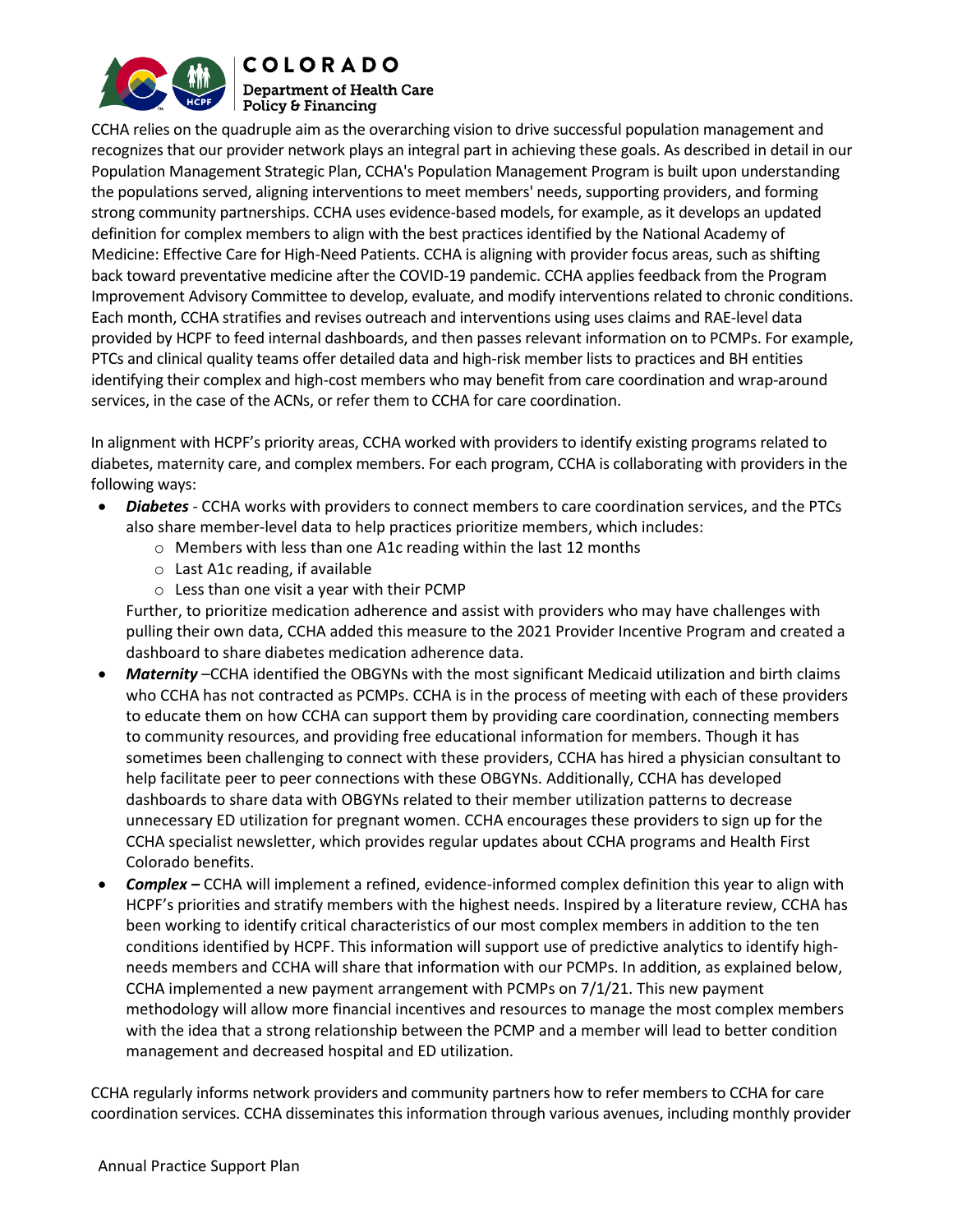CCHA relies on the quadruple aim as the overarching vision to drive successful population management and recognizes that our provider network plays an integral part in achieving these goals. As described in detail in our Population Management Strategic Plan, CCHA's Population Management Program is built upon understanding the populations served, aligning interventions to meet members' needs, supporting providers, and forming strong community partnerships. CCHA uses evidence-based models, for example, as it develops an updated definition for complex members to align with the best practices identified by the National Academy of Medicine: Effective Care for High-Need Patients. CCHA is aligning with provider focus areas, such as shifting back toward preventative medicine after the COVID-19 pandemic. CCHA applies feedback from the Program Improvement Advisory Committee to develop, evaluate, and modify interventions related to chronic conditions. Each month, CCHA stratifies and revises outreach and interventions using uses claims and RAE-level data provided by HCPF to feed internal dashboards, and then passes relevant information on to PCMPs. For example, PTCs and clinical quality teams offer detailed data and high-risk member lists to practices and BH entities identifying their complex and high-cost members who may benefit from care coordination and wrap-around services, in the case of the ACNs, or refer them to CCHA for care coordination.

In alignment with HCPF's priority areas, CCHA worked with providers to identify existing programs related to diabetes, maternity care, and complex members. For each program, CCHA is collaborating with providers in the following ways:

- ***Diabetes*** - CCHA works with providers to connect members to care coordination services, and the PTCs also share member-level data to help practices prioritize members, which includes:
  - Members with less than one A1c reading within the last 12 months
  - Last A1c reading, if available
  - Less than one visit a year with their PCMP

  Further, to prioritize medication adherence and assist with providers who may have challenges with pulling their own data, CCHA added this measure to the 2021 Provider Incentive Program and created a dashboard to share diabetes medication adherence data.
- ***Maternity*** –CCHA identified the OBGYNs with the most significant Medicaid utilization and birth claims who CCHA has not contracted as PCMPs. CCHA is in the process of meeting with each of these providers to educate them on how CCHA can support them by providing care coordination, connecting members to community resources, and providing free educational information for members. Though it has sometimes been challenging to connect with these providers, CCHA has hired a physician consultant to help facilitate peer to peer connections with these OBGYNs. Additionally, CCHA has developed dashboards to share data with OBGYNs related to their member utilization patterns to decrease unnecessary ED utilization for pregnant women. CCHA encourages these providers to sign up for the CCHA specialist newsletter, which provides regular updates about CCHA programs and Health First Colorado benefits.
- ***Complex –*** CCHA will implement a refined, evidence-informed complex definition this year to align with HCPF's priorities and stratify members with the highest needs. Inspired by a literature review, CCHA has been working to identify critical characteristics of our most complex members in addition to the ten conditions identified by HCPF. This information will support use of predictive analytics to identify high-needs members and CCHA will share that information with our PCMPs. In addition, as explained below, CCHA implemented a new payment arrangement with PCMPs on 7/1/21. This new payment methodology will allow more financial incentives and resources to manage the most complex members with the idea that a strong relationship between the PCMP and a member will lead to better condition management and decreased hospital and ED utilization.

CCHA regularly informs network providers and community partners how to refer members to CCHA for care coordination services. CCHA disseminates this information through various avenues, including monthly provider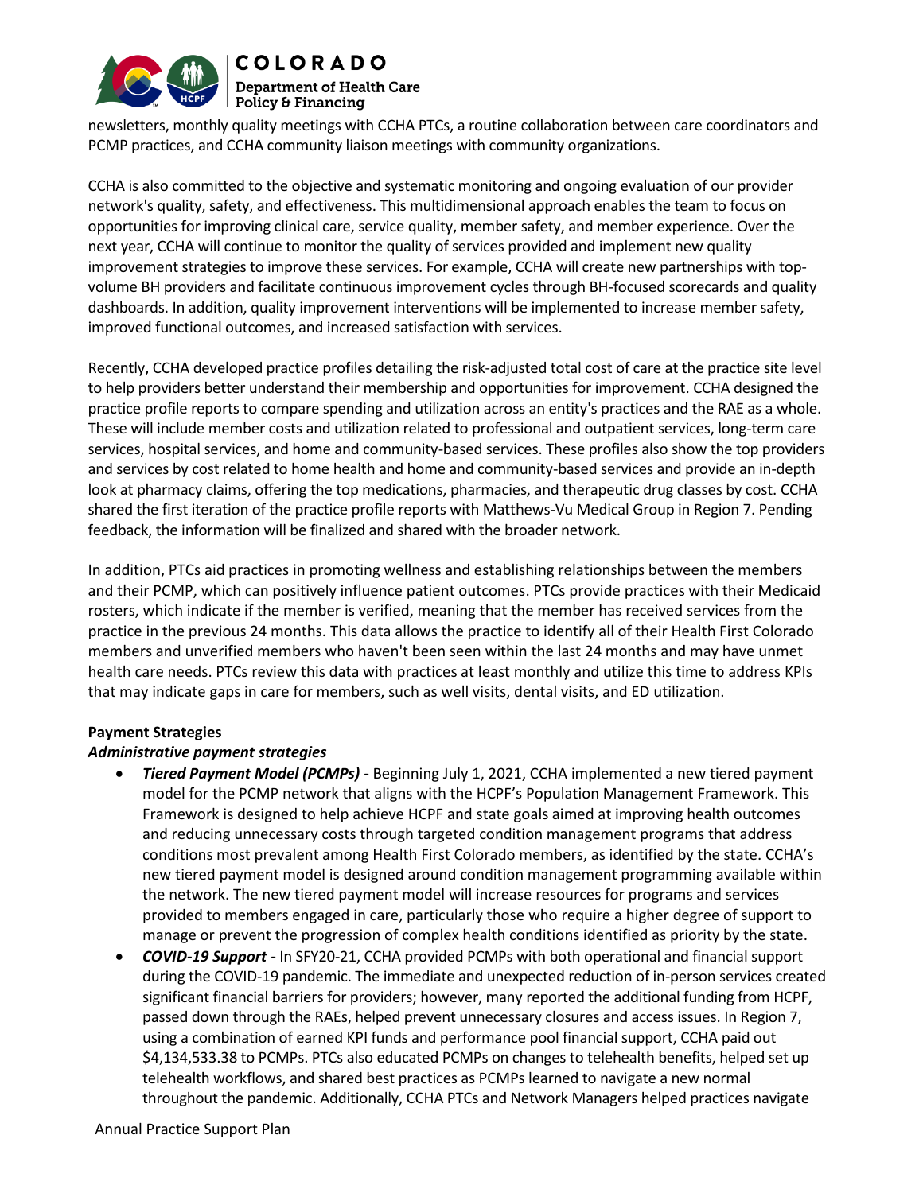newsletters, monthly quality meetings with CCHA PTCs, a routine collaboration between care coordinators and PCMP practices, and CCHA community liaison meetings with community organizations.

CCHA is also committed to the objective and systematic monitoring and ongoing evaluation of our provider network's quality, safety, and effectiveness. This multidimensional approach enables the team to focus on opportunities for improving clinical care, service quality, member safety, and member experience. Over the next year, CCHA will continue to monitor the quality of services provided and implement new quality improvement strategies to improve these services. For example, CCHA will create new partnerships with top-volume BH providers and facilitate continuous improvement cycles through BH-focused scorecards and quality dashboards. In addition, quality improvement interventions will be implemented to increase member safety, improved functional outcomes, and increased satisfaction with services.

Recently, CCHA developed practice profiles detailing the risk-adjusted total cost of care at the practice site level to help providers better understand their membership and opportunities for improvement. CCHA designed the practice profile reports to compare spending and utilization across an entity's practices and the RAE as a whole. These will include member costs and utilization related to professional and outpatient services, long-term care services, hospital services, and home and community-based services. These profiles also show the top providers and services by cost related to home health and home and community-based services and provide an in-depth look at pharmacy claims, offering the top medications, pharmacies, and therapeutic drug classes by cost. CCHA shared the first iteration of the practice profile reports with Matthews-Vu Medical Group in Region 7. Pending feedback, the information will be finalized and shared with the broader network.

In addition, PTCs aid practices in promoting wellness and establishing relationships between the members and their PCMP, which can positively influence patient outcomes. PTCs provide practices with their Medicaid rosters, which indicate if the member is verified, meaning that the member has received services from the practice in the previous 24 months. This data allows the practice to identify all of their Health First Colorado members and unverified members who haven't been seen within the last 24 months and may have unmet health care needs. PTCs review this data with practices at least monthly and utilize this time to address KPIs that may indicate gaps in care for members, such as well visits, dental visits, and ED utilization.

**Payment Strategies**

***Administrative payment strategies***

- ***Tiered Payment Model (PCMPs) -*** Beginning July 1, 2021, CCHA implemented a new tiered payment model for the PCMP network that aligns with the HCPF's Population Management Framework. This Framework is designed to help achieve HCPF and state goals aimed at improving health outcomes and reducing unnecessary costs through targeted condition management programs that address conditions most prevalent among Health First Colorado members, as identified by the state. CCHA's new tiered payment model is designed around condition management programming available within the network. The new tiered payment model will increase resources for programs and services provided to members engaged in care, particularly those who require a higher degree of support to manage or prevent the progression of complex health conditions identified as priority by the state.
- ***COVID-19 Support -*** In SFY20-21, CCHA provided PCMPs with both operational and financial support during the COVID-19 pandemic. The immediate and unexpected reduction of in-person services created significant financial barriers for providers; however, many reported the additional funding from HCPF, passed down through the RAEs, helped prevent unnecessary closures and access issues. In Region 7, using a combination of earned KPI funds and performance pool financial support, CCHA paid out $4,134,533.38 to PCMPs. PTCs also educated PCMPs on changes to telehealth benefits, helped set up telehealth workflows, and shared best practices as PCMPs learned to navigate a new normal throughout the pandemic. Additionally, CCHA PTCs and Network Managers helped practices navigate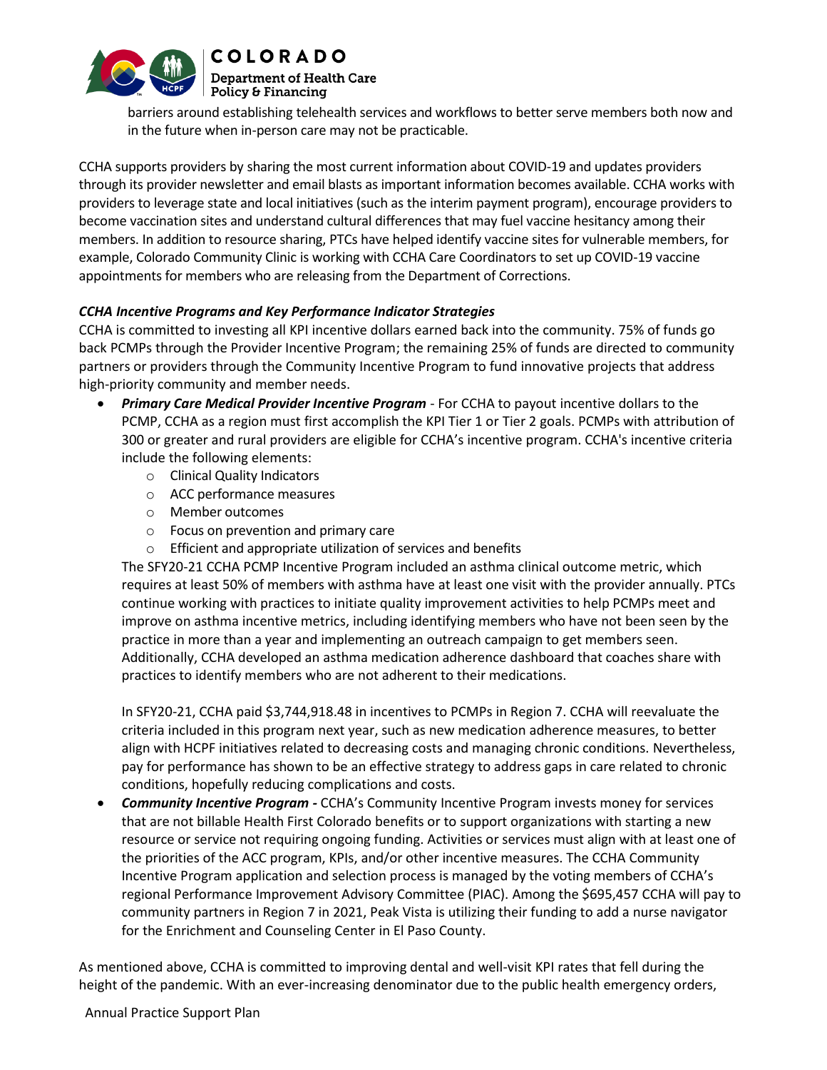barriers around establishing telehealth services and workflows to better serve members both now and in the future when in-person care may not be practicable.

CCHA supports providers by sharing the most current information about COVID-19 and updates providers through its provider newsletter and email blasts as important information becomes available. CCHA works with providers to leverage state and local initiatives (such as the interim payment program), encourage providers to become vaccination sites and understand cultural differences that may fuel vaccine hesitancy among their members. In addition to resource sharing, PTCs have helped identify vaccine sites for vulnerable members, for example, Colorado Community Clinic is working with CCHA Care Coordinators to set up COVID-19 vaccine appointments for members who are releasing from the Department of Corrections.

***CCHA Incentive Programs and Key Performance Indicator Strategies***

CCHA is committed to investing all KPI incentive dollars earned back into the community. 75% of funds go back PCMPs through the Provider Incentive Program; the remaining 25% of funds are directed to community partners or providers through the Community Incentive Program to fund innovative projects that address high-priority community and member needs.

- ***Primary Care Medical Provider Incentive Program*** - For CCHA to payout incentive dollars to the PCMP, CCHA as a region must first accomplish the KPI Tier 1 or Tier 2 goals. PCMPs with attribution of 300 or greater and rural providers are eligible for CCHA's incentive program. CCHA's incentive criteria include the following elements:
    - Clinical Quality Indicators
    - ACC performance measures
    - Member outcomes
    - Focus on prevention and primary care
    - Efficient and appropriate utilization of services and benefits

  The SFY20-21 CCHA PCMP Incentive Program included an asthma clinical outcome metric, which requires at least 50% of members with asthma have at least one visit with the provider annually. PTCs continue working with practices to initiate quality improvement activities to help PCMPs meet and improve on asthma incentive metrics, including identifying members who have not been seen by the practice in more than a year and implementing an outreach campaign to get members seen. Additionally, CCHA developed an asthma medication adherence dashboard that coaches share with practices to identify members who are not adherent to their medications.

  In SFY20-21, CCHA paid $3,744,918.48 in incentives to PCMPs in Region 7. CCHA will reevaluate the criteria included in this program next year, such as new medication adherence measures, to better align with HCPF initiatives related to decreasing costs and managing chronic conditions. Nevertheless, pay for performance has shown to be an effective strategy to address gaps in care related to chronic conditions, hopefully reducing complications and costs.

- ***Community Incentive Program -*** CCHA's Community Incentive Program invests money for services that are not billable Health First Colorado benefits or to support organizations with starting a new resource or service not requiring ongoing funding. Activities or services must align with at least one of the priorities of the ACC program, KPIs, and/or other incentive measures. The CCHA Community Incentive Program application and selection process is managed by the voting members of CCHA's regional Performance Improvement Advisory Committee (PIAC). Among the $695,457 CCHA will pay to community partners in Region 7 in 2021, Peak Vista is utilizing their funding to add a nurse navigator for the Enrichment and Counseling Center in El Paso County.

As mentioned above, CCHA is committed to improving dental and well-visit KPI rates that fell during the height of the pandemic. With an ever-increasing denominator due to the public health emergency orders,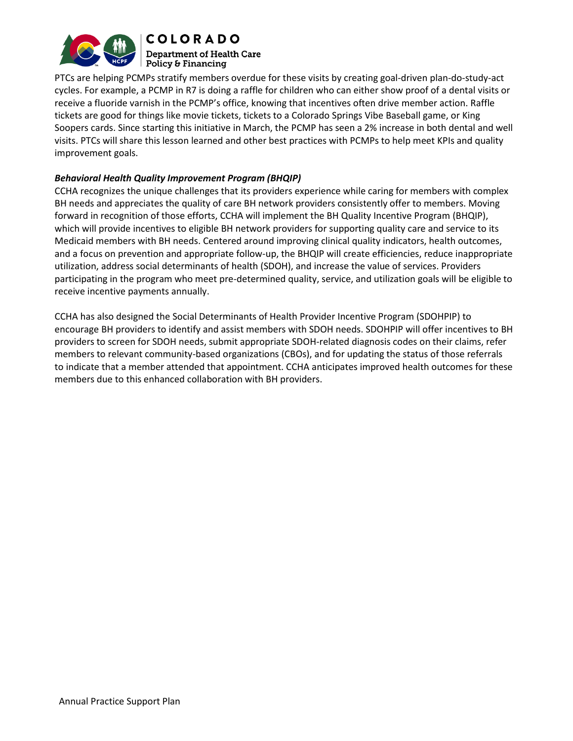PTCs are helping PCMPs stratify members overdue for these visits by creating goal-driven plan-do-study-act cycles. For example, a PCMP in R7 is doing a raffle for children who can either show proof of a dental visits or receive a fluoride varnish in the PCMP's office, knowing that incentives often drive member action. Raffle tickets are good for things like movie tickets, tickets to a Colorado Springs Vibe Baseball game, or King Soopers cards. Since starting this initiative in March, the PCMP has seen a 2% increase in both dental and well visits. PTCs will share this lesson learned and other best practices with PCMPs to help meet KPIs and quality improvement goals.

***Behavioral Health Quality Improvement Program (BHQIP)***

CCHA recognizes the unique challenges that its providers experience while caring for members with complex BH needs and appreciates the quality of care BH network providers consistently offer to members. Moving forward in recognition of those efforts, CCHA will implement the BH Quality Incentive Program (BHQIP), which will provide incentives to eligible BH network providers for supporting quality care and service to its Medicaid members with BH needs. Centered around improving clinical quality indicators, health outcomes, and a focus on prevention and appropriate follow-up, the BHQIP will create efficiencies, reduce inappropriate utilization, address social determinants of health (SDOH), and increase the value of services. Providers participating in the program who meet pre-determined quality, service, and utilization goals will be eligible to receive incentive payments annually.

CCHA has also designed the Social Determinants of Health Provider Incentive Program (SDOHPIP) to encourage BH providers to identify and assist members with SDOH needs. SDOHPIP will offer incentives to BH providers to screen for SDOH needs, submit appropriate SDOH-related diagnosis codes on their claims, refer members to relevant community-based organizations (CBOs), and for updating the status of those referrals to indicate that a member attended that appointment. CCHA anticipates improved health outcomes for these members due to this enhanced collaboration with BH providers.